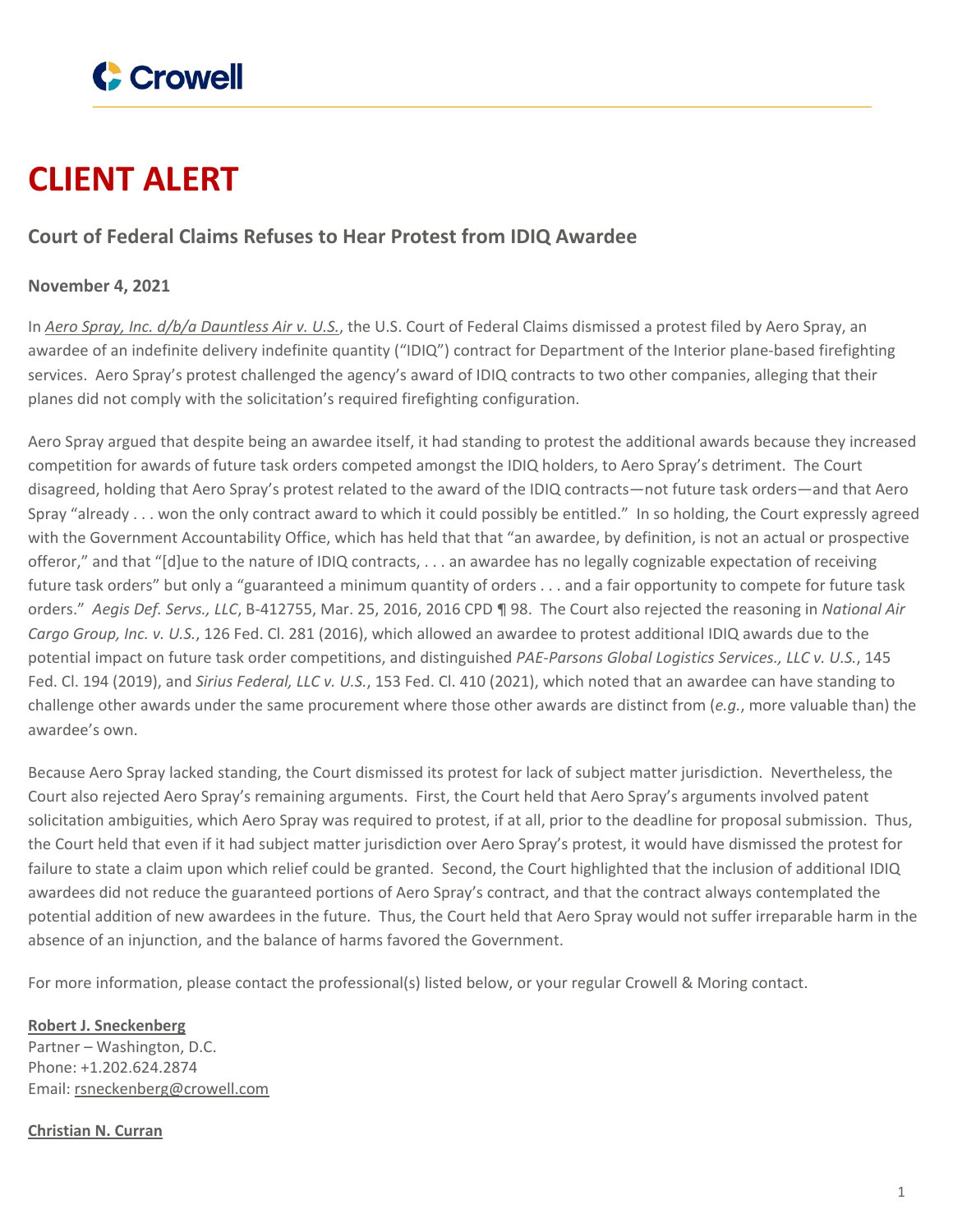# CLIENT ALERT

## Court of Federal Claims Refuses to Hear Protest from IDIQ Awardee

**November 4, 2021**

In *Aero Spray, Inc. d/b/a Dauntless Air v. U.S.*, the U.S. Court of Federal Claims dismissed a protest filed by Aero Spray, an awardee of an indefinite delivery indefinite quantity ("IDIQ") contract for Department of the Interior plane-based firefighting services. Aero Spray's protest challenged the agency's award of IDIQ contracts to two other companies, alleging that their planes did not comply with the solicitation's required firefighting configuration.

Aero Spray argued that despite being an awardee itself, it had standing to protest the additional awards because they increased competition for awards of future task orders competed amongst the IDIQ holders, to Aero Spray's detriment. The Court disagreed, holding that Aero Spray's protest related to the award of the IDIQ contracts—not future task orders—and that Aero Spray "already . . . won the only contract award to which it could possibly be entitled." In so holding, the Court expressly agreed with the Government Accountability Office, which has held that that "an awardee, by definition, is not an actual or prospective offeror," and that "[d]ue to the nature of IDIQ contracts, . . . an awardee has no legally cognizable expectation of receiving future task orders" but only a "guaranteed a minimum quantity of orders . . . and a fair opportunity to compete for future task orders." *Aegis Def. Servs., LLC*, B-412755, Mar. 25, 2016, 2016 CPD ¶ 98. The Court also rejected the reasoning in *National Air Cargo Group, Inc. v. U.S.*, 126 Fed. Cl. 281 (2016), which allowed an awardee to protest additional IDIQ awards due to the potential impact on future task order competitions, and distinguished *PAE-Parsons Global Logistics Services., LLC v. U.S.*, 145 Fed. Cl. 194 (2019), and *Sirius Federal, LLC v. U.S.*, 153 Fed. Cl. 410 (2021), which noted that an awardee can have standing to challenge other awards under the same procurement where those other awards are distinct from (*e.g.*, more valuable than) the awardee's own.

Because Aero Spray lacked standing, the Court dismissed its protest for lack of subject matter jurisdiction. Nevertheless, the Court also rejected Aero Spray's remaining arguments. First, the Court held that Aero Spray's arguments involved patent solicitation ambiguities, which Aero Spray was required to protest, if at all, prior to the deadline for proposal submission. Thus, the Court held that even if it had subject matter jurisdiction over Aero Spray's protest, it would have dismissed the protest for failure to state a claim upon which relief could be granted. Second, the Court highlighted that the inclusion of additional IDIQ awardees did not reduce the guaranteed portions of Aero Spray's contract, and that the contract always contemplated the potential addition of new awardees in the future. Thus, the Court held that Aero Spray would not suffer irreparable harm in the absence of an injunction, and the balance of harms favored the Government.

For more information, please contact the professional(s) listed below, or your regular Crowell & Moring contact.

**Robert J. Sneckenberg**
Partner – Washington, D.C.
Phone: +1.202.624.2874
Email: rsneckenberg@crowell.com

**Christian N. Curran**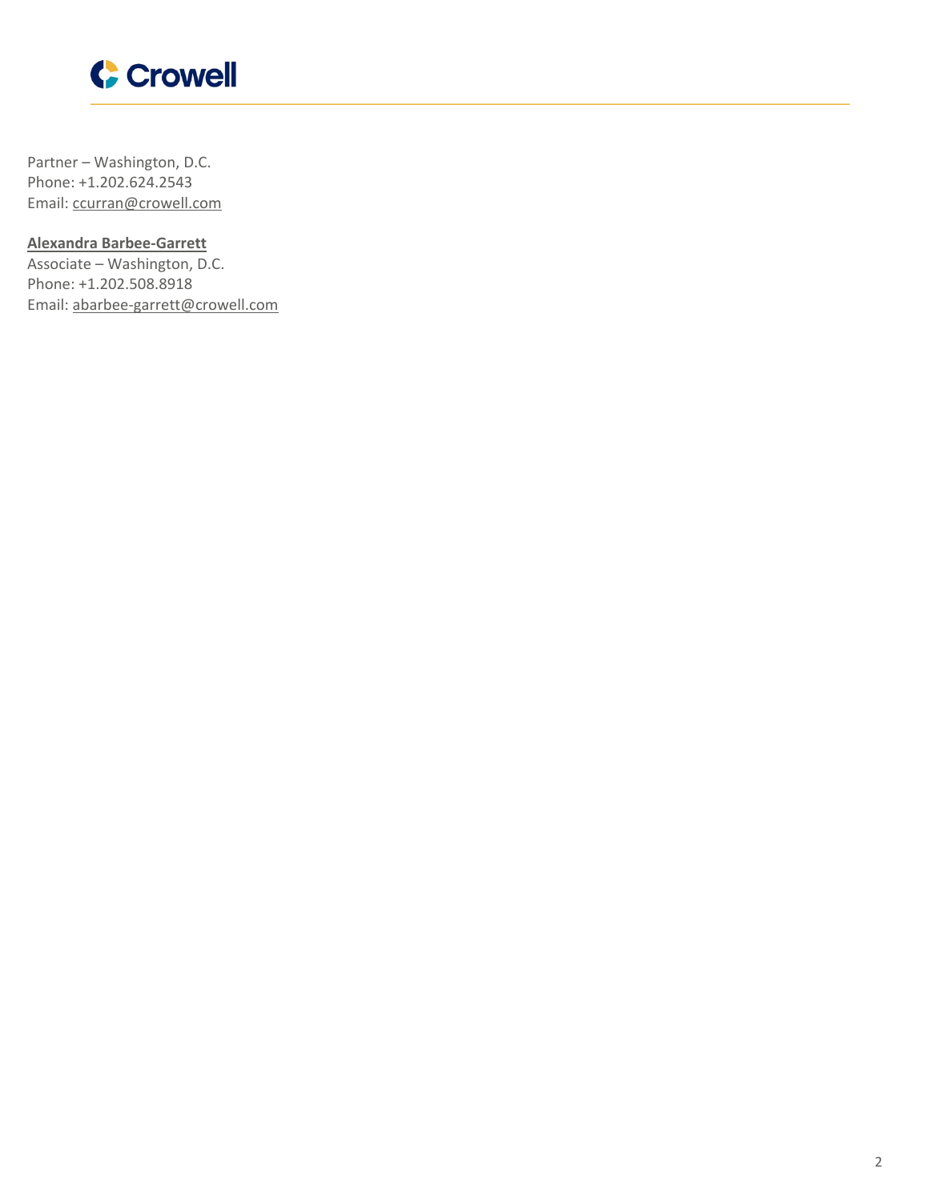Partner – Washington, D.C.
Phone: +1.202.624.2543
Email: ccurran@crowell.com

**Alexandra Barbee-Garrett**
Associate – Washington, D.C.
Phone: +1.202.508.8918
Email: abarbee-garrett@crowell.com